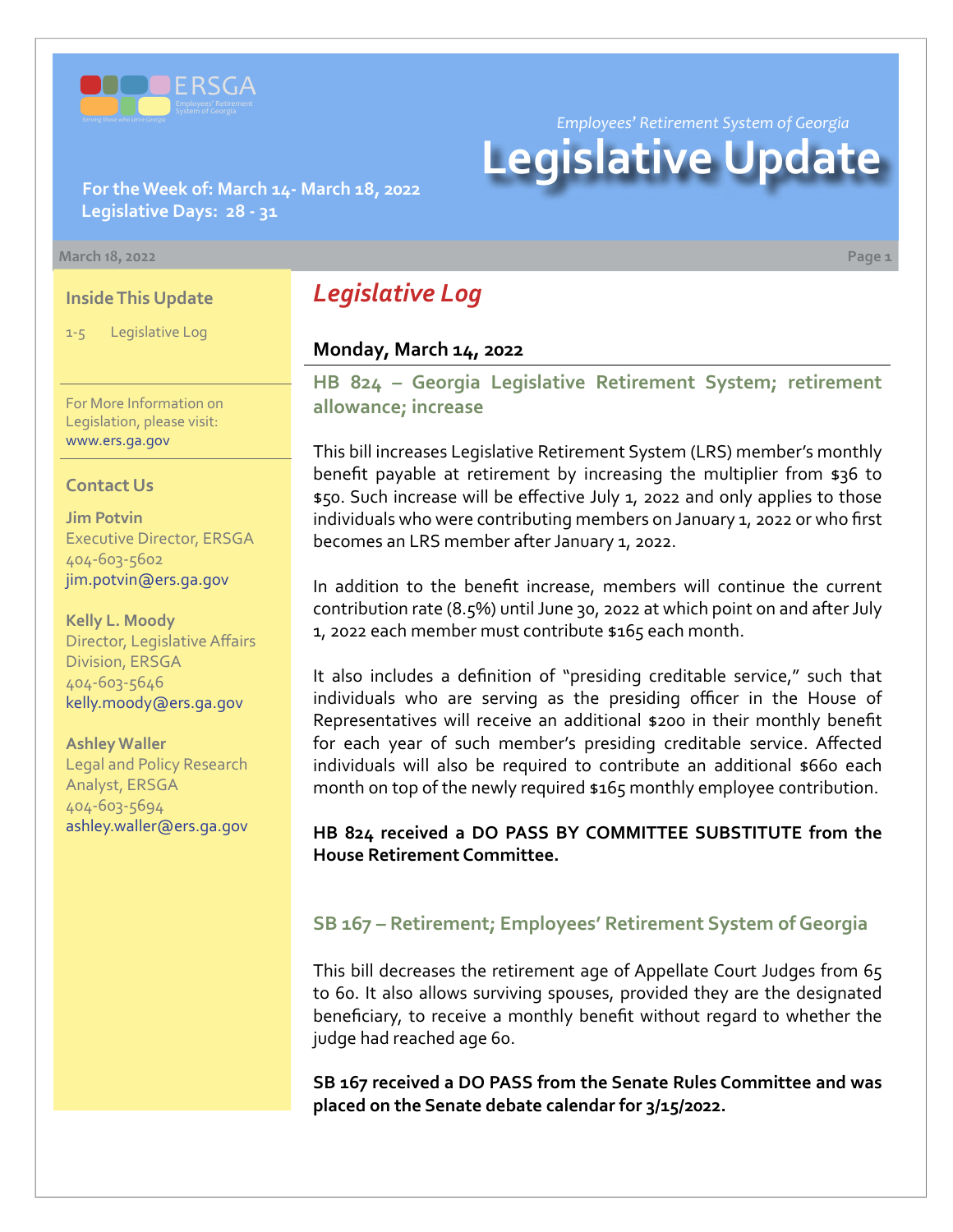ERSGA

Employees' Retirement System of Georgia

*Employees' Retirement System of Georgia*

# Legislative Update

**For the Week of: March 14- March 18, 2022**
**Legislative Days: 28 - 31**

March 18, 2022

### Inside This Update

1-5 Legislative Log

For More Information on Legislation, please visit: www.ers.ga.gov

### Contact Us

**Jim Potvin**
Executive Director, ERSGA
404-603-5602
jim.potvin@ers.ga.gov

**Kelly L. Moody**
Director, Legislative Affairs Division, ERSGA
404-603-5646
kelly.moody@ers.ga.gov

**Ashley Waller**
Legal and Policy Research Analyst, ERSGA
404-603-5694
ashley.waller@ers.ga.gov

## *Legislative Log*

### Monday, March 14, 2022

### HB 824 – Georgia Legislative Retirement System; retirement allowance; increase

This bill increases Legislative Retirement System (LRS) member's monthly benefit payable at retirement by increasing the multiplier from $36 to $50. Such increase will be effective July 1, 2022 and only applies to those individuals who were contributing members on January 1, 2022 or who first becomes an LRS member after January 1, 2022.

In addition to the benefit increase, members will continue the current contribution rate (8.5%) until June 30, 2022 at which point on and after July 1, 2022 each member must contribute $165 each month.

It also includes a definition of "presiding creditable service," such that individuals who are serving as the presiding officer in the House of Representatives will receive an additional $200 in their monthly benefit for each year of such member's presiding creditable service. Affected individuals will also be required to contribute an additional $660 each month on top of the newly required $165 monthly employee contribution.

**HB 824 received a DO PASS BY COMMITTEE SUBSTITUTE from the House Retirement Committee.**

### SB 167 – Retirement; Employees' Retirement System of Georgia

This bill decreases the retirement age of Appellate Court Judges from 65 to 60. It also allows surviving spouses, provided they are the designated beneficiary, to receive a monthly benefit without regard to whether the judge had reached age 60.

**SB 167 received a DO PASS from the Senate Rules Committee and was placed on the Senate debate calendar for 3/15/2022.**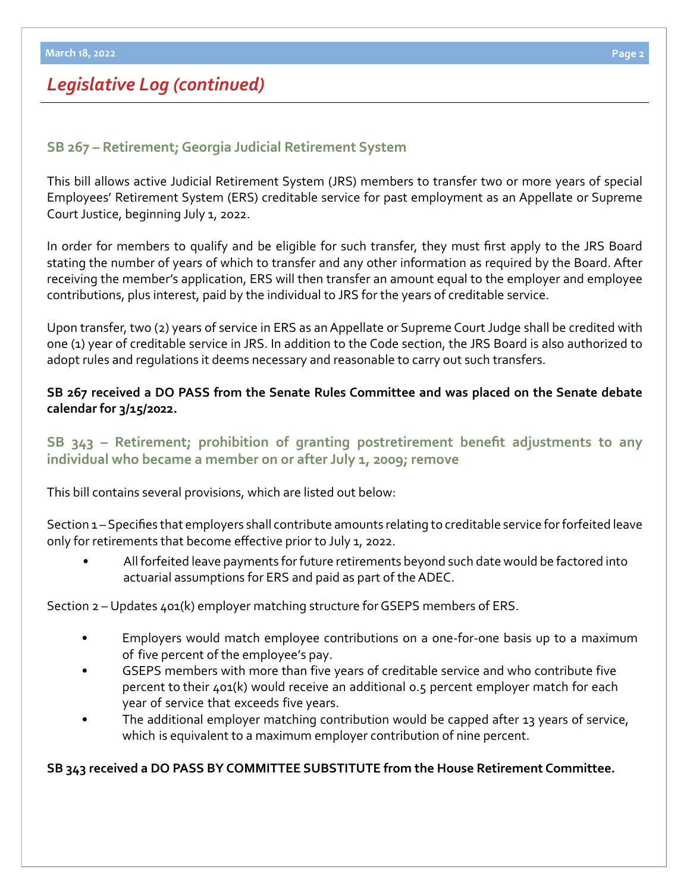## Legislative Log (continued)

### SB 267 – Retirement; Georgia Judicial Retirement System

This bill allows active Judicial Retirement System (JRS) members to transfer two or more years of special Employees' Retirement System (ERS) creditable service for past employment as an Appellate or Supreme Court Justice, beginning July 1, 2022.

In order for members to qualify and be eligible for such transfer, they must first apply to the JRS Board stating the number of years of which to transfer and any other information as required by the Board. After receiving the member's application, ERS will then transfer an amount equal to the employer and employee contributions, plus interest, paid by the individual to JRS for the years of creditable service.

Upon transfer, two (2) years of service in ERS as an Appellate or Supreme Court Judge shall be credited with one (1) year of creditable service in JRS. In addition to the Code section, the JRS Board is also authorized to adopt rules and regulations it deems necessary and reasonable to carry out such transfers.

**SB 267 received a DO PASS from the Senate Rules Committee and was placed on the Senate debate calendar for 3/15/2022.**

### SB 343 – Retirement; prohibition of granting postretirement benefit adjustments to any individual who became a member on or after July 1, 2009; remove

This bill contains several provisions, which are listed out below:

Section 1 – Specifies that employers shall contribute amounts relating to creditable service for forfeited leave only for retirements that become effective prior to July 1, 2022.

- All forfeited leave payments for future retirements beyond such date would be factored into actuarial assumptions for ERS and paid as part of the ADEC.

Section 2 – Updates 401(k) employer matching structure for GSEPS members of ERS.

- Employers would match employee contributions on a one-for-one basis up to a maximum of five percent of the employee's pay.
- GSEPS members with more than five years of creditable service and who contribute five percent to their 401(k) would receive an additional 0.5 percent employer match for each year of service that exceeds five years.
- The additional employer matching contribution would be capped after 13 years of service, which is equivalent to a maximum employer contribution of nine percent.

**SB 343 received a DO PASS BY COMMITTEE SUBSTITUTE from the House Retirement Committee.**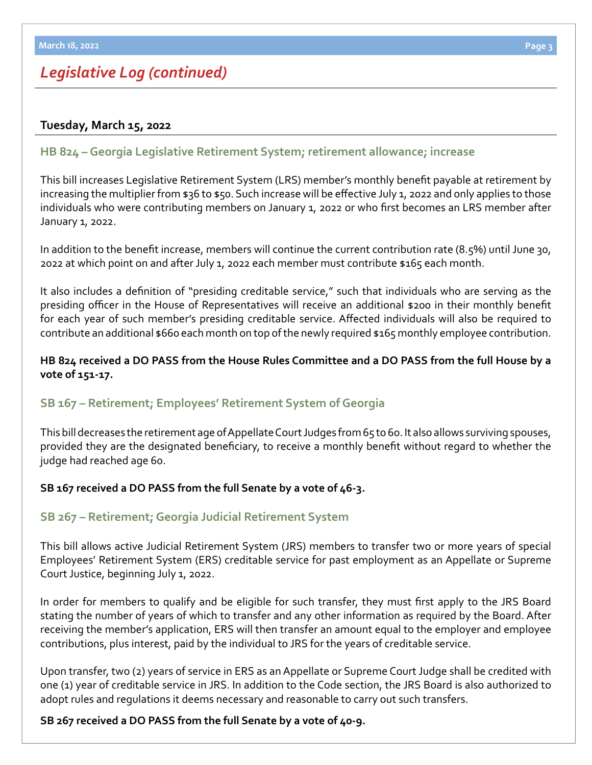## *Legislative Log (continued)*

### Tuesday, March 15, 2022

#### HB 824 – Georgia Legislative Retirement System; retirement allowance; increase

This bill increases Legislative Retirement System (LRS) member's monthly benefit payable at retirement by increasing the multiplier from $36 to $50. Such increase will be effective July 1, 2022 and only applies to those individuals who were contributing members on January 1, 2022 or who first becomes an LRS member after January 1, 2022.

In addition to the benefit increase, members will continue the current contribution rate (8.5%) until June 30, 2022 at which point on and after July 1, 2022 each member must contribute $165 each month.

It also includes a definition of "presiding creditable service," such that individuals who are serving as the presiding officer in the House of Representatives will receive an additional $200 in their monthly benefit for each year of such member's presiding creditable service. Affected individuals will also be required to contribute an additional $660 each month on top of the newly required $165 monthly employee contribution.

**HB 824 received a DO PASS from the House Rules Committee and a DO PASS from the full House by a vote of 151-17.**

#### SB 167 – Retirement; Employees' Retirement System of Georgia

This bill decreases the retirement age of Appellate Court Judges from 65 to 60. It also allows surviving spouses, provided they are the designated beneficiary, to receive a monthly benefit without regard to whether the judge had reached age 60.

**SB 167 received a DO PASS from the full Senate by a vote of 46-3.**

#### SB 267 – Retirement; Georgia Judicial Retirement System

This bill allows active Judicial Retirement System (JRS) members to transfer two or more years of special Employees' Retirement System (ERS) creditable service for past employment as an Appellate or Supreme Court Justice, beginning July 1, 2022.

In order for members to qualify and be eligible for such transfer, they must first apply to the JRS Board stating the number of years of which to transfer and any other information as required by the Board. After receiving the member's application, ERS will then transfer an amount equal to the employer and employee contributions, plus interest, paid by the individual to JRS for the years of creditable service.

Upon transfer, two (2) years of service in ERS as an Appellate or Supreme Court Judge shall be credited with one (1) year of creditable service in JRS. In addition to the Code section, the JRS Board is also authorized to adopt rules and regulations it deems necessary and reasonable to carry out such transfers.

**SB 267 received a DO PASS from the full Senate by a vote of 40-9.**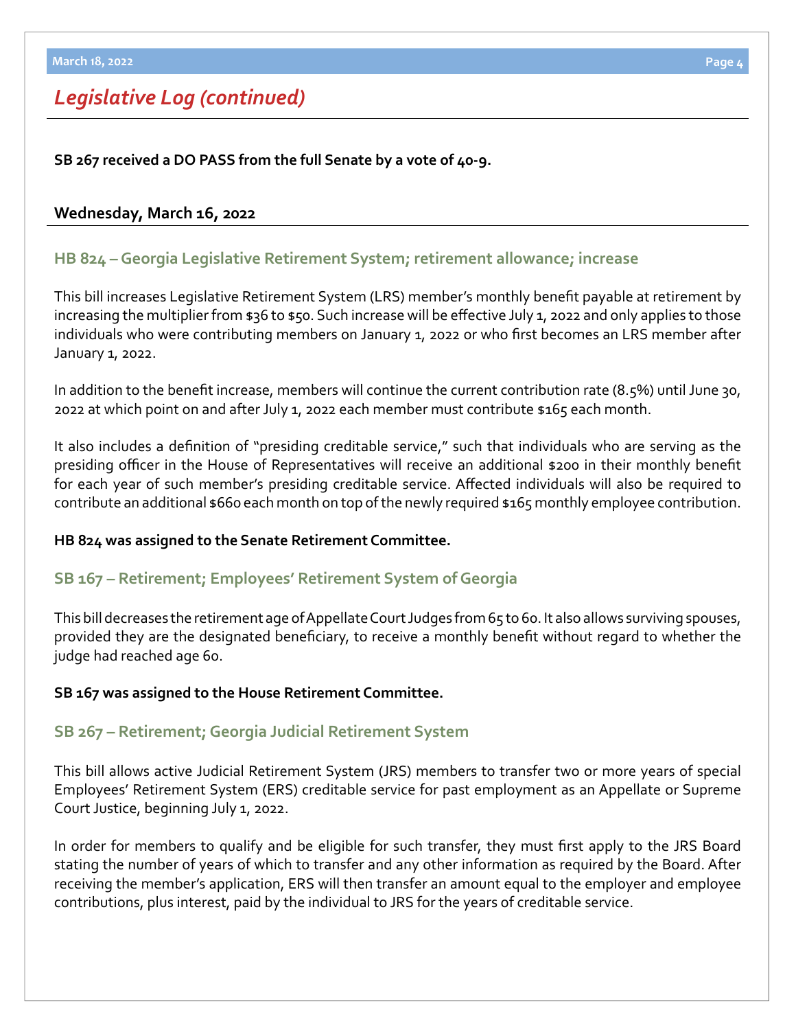## *Legislative Log (continued)*

**SB 267 received a DO PASS from the full Senate by a vote of 40-9.**

**Wednesday, March 16, 2022**

### HB 824 – Georgia Legislative Retirement System; retirement allowance; increase

This bill increases Legislative Retirement System (LRS) member's monthly benefit payable at retirement by increasing the multiplier from $36 to $50. Such increase will be effective July 1, 2022 and only applies to those individuals who were contributing members on January 1, 2022 or who first becomes an LRS member after January 1, 2022.

In addition to the benefit increase, members will continue the current contribution rate (8.5%) until June 30, 2022 at which point on and after July 1, 2022 each member must contribute $165 each month.

It also includes a definition of "presiding creditable service," such that individuals who are serving as the presiding officer in the House of Representatives will receive an additional $200 in their monthly benefit for each year of such member's presiding creditable service. Affected individuals will also be required to contribute an additional $660 each month on top of the newly required $165 monthly employee contribution.

**HB 824 was assigned to the Senate Retirement Committee.**

### SB 167 – Retirement; Employees' Retirement System of Georgia

This bill decreases the retirement age of Appellate Court Judges from 65 to 60. It also allows surviving spouses, provided they are the designated beneficiary, to receive a monthly benefit without regard to whether the judge had reached age 60.

**SB 167 was assigned to the House Retirement Committee.**

### SB 267 – Retirement; Georgia Judicial Retirement System

This bill allows active Judicial Retirement System (JRS) members to transfer two or more years of special Employees' Retirement System (ERS) creditable service for past employment as an Appellate or Supreme Court Justice, beginning July 1, 2022.

In order for members to qualify and be eligible for such transfer, they must first apply to the JRS Board stating the number of years of which to transfer and any other information as required by the Board. After receiving the member's application, ERS will then transfer an amount equal to the employer and employee contributions, plus interest, paid by the individual to JRS for the years of creditable service.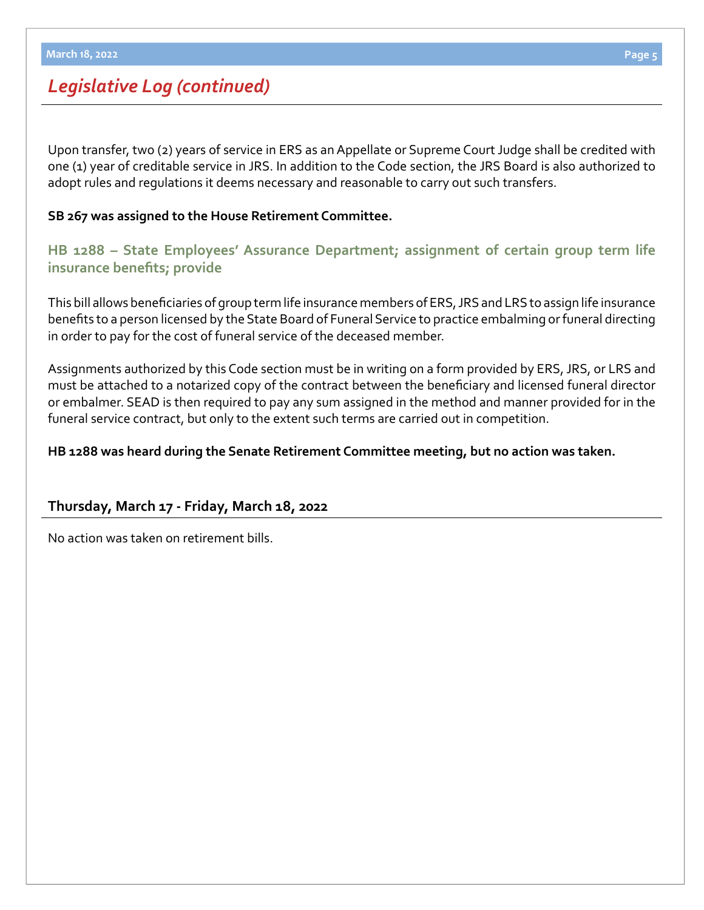## *Legislative Log (continued)*

Upon transfer, two (2) years of service in ERS as an Appellate or Supreme Court Judge shall be credited with one (1) year of creditable service in JRS. In addition to the Code section, the JRS Board is also authorized to adopt rules and regulations it deems necessary and reasonable to carry out such transfers.

**SB 267 was assigned to the House Retirement Committee.**

### HB 1288 – State Employees' Assurance Department; assignment of certain group term life insurance benefits; provide

This bill allows beneficiaries of group term life insurance members of ERS, JRS and LRS to assign life insurance benefits to a person licensed by the State Board of Funeral Service to practice embalming or funeral directing in order to pay for the cost of funeral service of the deceased member.

Assignments authorized by this Code section must be in writing on a form provided by ERS, JRS, or LRS and must be attached to a notarized copy of the contract between the beneficiary and licensed funeral director or embalmer. SEAD is then required to pay any sum assigned in the method and manner provided for in the funeral service contract, but only to the extent such terms are carried out in competition.

**HB 1288 was heard during the Senate Retirement Committee meeting, but no action was taken.**

### Thursday, March 17 - Friday, March 18, 2022

No action was taken on retirement bills.